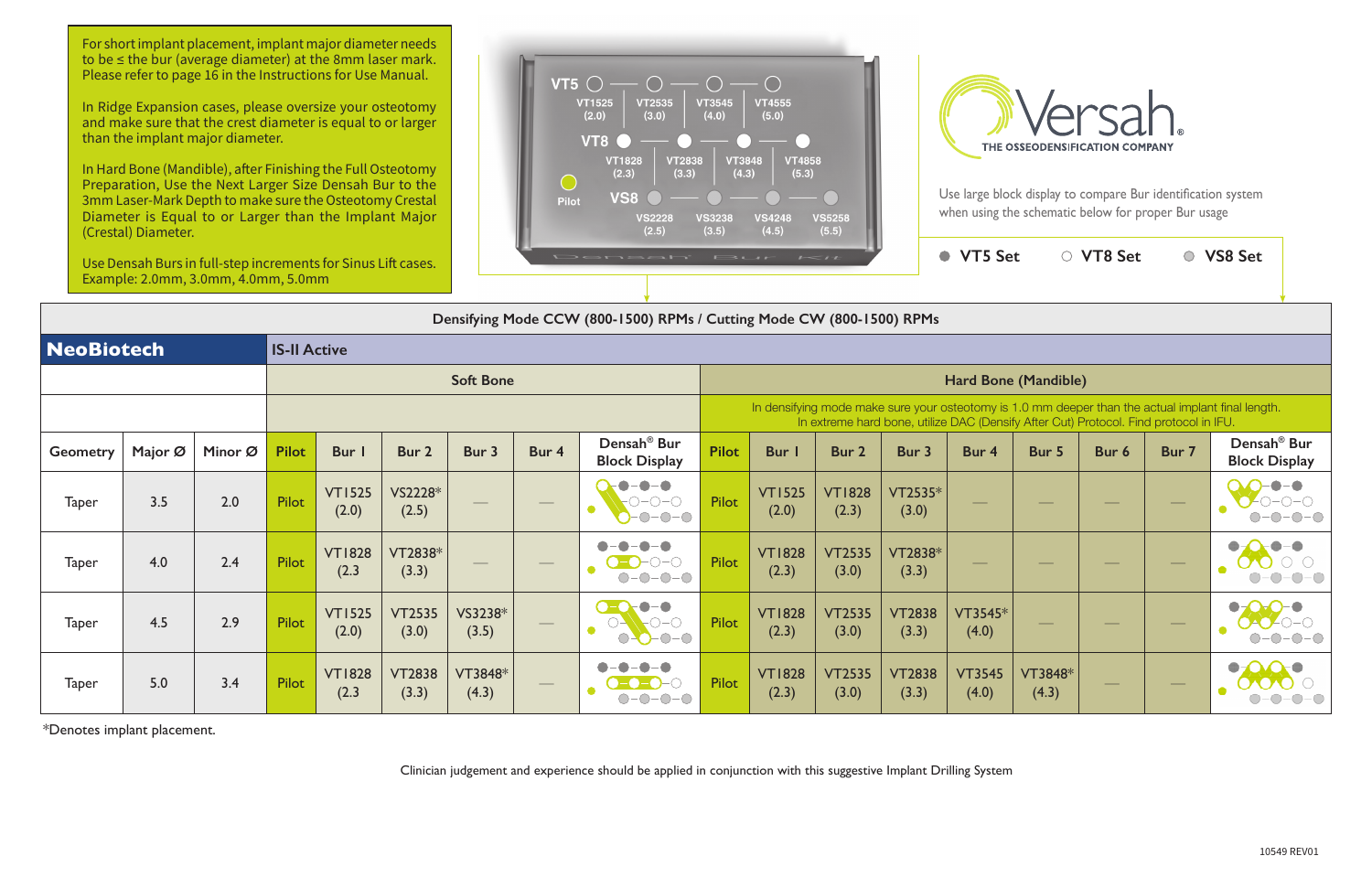For short implant placement, implant major diameter needs to be ≤ the bur (average diameter) at the 8mm laser mark. Please refer to page 16 in the Instructions for Use Manual.

In Ridge Expansion cases, please oversize your osteotomy and make sure that the crest diameter is equal to or larger than the implant major diameter.

In Hard Bone (Mandible), after Finishing the Full Osteotomy Preparation, Use the Next Larger Size Densah Bur to the 3mm Laser-Mark Depth to make sure the Osteotomy Crestal Diameter is Equal to or Larger than the Implant Major (Crestal) Diameter.

Use Densah Burs in full-step increments for Sinus Lift cases. Example: 2.0mm, 3.0mm, 4.0mm, 5.0mm

VT5: VT1525 (2.0) — VT2535 (3.0) — VT3545 (4.0) — VT4555 (5.0)

VT8: VT1828 (2.3) — VT2838 (3.3) — VT3848 (4.3) — VT4858 (5.3)

VS8: VS2228 (2.5) — VS3238 (3.5) — VS4248 (4.5) — VS5258 (5.5)

Pilot

Densah Bur Kit

# Versah

THE OSSEODENSIFICATION COMPANY

Use large block display to compare Bur identification system when using the schematic below for proper Bur usage

● VT5 Set ○ VT8 Set ● VS8 Set

Densifying Mode CCW (800-1500) RPMs / Cutting Mode CW (800-1500) RPMs

| **NeoBiotech** | | | **IS-II Active** | | | | | | | | | | | | | | |
|---|---|---|---|---|---|---|---|---|---|---|---|---|---|---|---|---|---|
| | | | Soft Bone | | | | | | Hard Bone (Mandible) | | | | | | | | |
| | | | | | | | | | In densifying mode make sure your osteotomy is 1.0 mm deeper than the actual implant final length. In extreme hard bone, utilize DAC (Densify After Cut) Protocol. Find protocol in IFU. | | | | | | | | |
| Geometry | Major Ø | Minor Ø | Pilot | Bur 1 | Bur 2 | Bur 3 | Bur 4 | Densah® Bur Block Display | Pilot | Bur 1 | Bur 2 | Bur 3 | Bur 4 | Bur 5 | Bur 6 | Bur 7 | Densah® Bur Block Display |
| Taper | 3.5 | 2.0 | Pilot | VT1525 (2.0) | VS2228* (2.5) | — | — | | Pilot | VT1525 (2.0) | VT1828 (2.3) | VT2535* (3.0) | — | — | — | — | |
| Taper | 4.0 | 2.4 | Pilot | VT1828 (2.3 | VT2838* (3.3) | — | — | | Pilot | VT1828 (2.3) | VT2535 (3.0) | VT2838* (3.3) | — | — | — | — | |
| Taper | 4.5 | 2.9 | Pilot | VT1525 (2.0) | VT2535 (3.0) | VS3238* (3.5) | — | | Pilot | VT1828 (2.3) | VT2535 (3.0) | VT2838 (3.3) | VT3545* (4.0) | — | — | — | |
| Taper | 5.0 | 3.4 | Pilot | VT1828 (2.3 | VT2838 (3.3) | VT3848* (4.3) | — | | Pilot | VT1828 (2.3) | VT2535 (3.0) | VT2838 (3.3) | VT3545 (4.0) | VT3848* (4.3) | — | — | |

*Denotes implant placement.

Clinician judgement and experience should be applied in conjunction with this suggestive Implant Drilling System

10549 REV01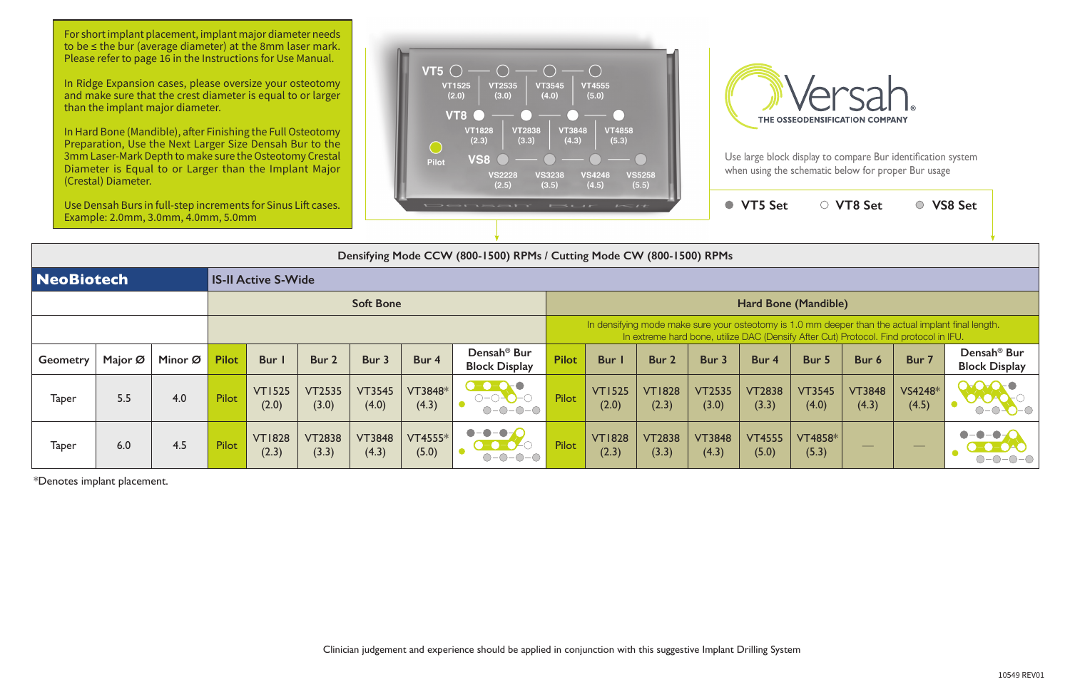For short implant placement, implant major diameter needs to be ≤ the bur (average diameter) at the 8mm laser mark. Please refer to page 16 in the Instructions for Use Manual.

In Ridge Expansion cases, please oversize your osteotomy and make sure that the crest diameter is equal to or larger than the implant major diameter.

In Hard Bone (Mandible), after Finishing the Full Osteotomy Preparation, Use the Next Larger Size Densah Bur to the 3mm Laser-Mark Depth to make sure the Osteotomy Crestal Diameter is Equal to or Larger than the Implant Major (Crestal) Diameter.

Use Densah Burs in full-step increments for Sinus Lift cases. Example: 2.0mm, 3.0mm, 4.0mm, 5.0mm

VT5: VT1525 (2.0), VT2535 (3.0), VT3545 (4.0), VT4555 (5.0)

VT8: VT1828 (2.3), VT2838 (3.3), VT3848 (4.3), VT4858 (5.3)

VS8: VS2228 (2.5), VS3238 (3.5), VS4248 (4.5), VS5258 (5.5)

Pilot

Densah Bur Kit

Versah® THE OSSEODENSIFICATION COMPANY

Use large block display to compare Bur identification system when using the schematic below for proper Bur usage

● VT5 Set ○ VT8 Set ◎ VS8 Set

**Densifying Mode CCW (800-1500) RPMs / Cutting Mode CW (800-1500) RPMs**

| **NeoBiotech** | | | **IS-II Active S-Wide** | | | | | | | | | | | | | | |
|---|---|---|---|---|---|---|---|---|---|---|---|---|---|---|---|---|---|
| | | | **Soft Bone** | | | | | | **Hard Bone (Mandible)** | | | | | | | | |
| | | | | | | | | | In densifying mode make sure your osteotomy is 1.0 mm deeper than the actual implant final length. In extreme hard bone, utilize DAC (Densify After Cut) Protocol. Find protocol in IFU. | | | | | | | | |
| Geometry | Major Ø | Minor Ø | Pilot | Bur 1 | Bur 2 | Bur 3 | Bur 4 | Densah® Bur Block Display | Pilot | Bur 1 | Bur 2 | Bur 3 | Bur 4 | Bur 5 | Bur 6 | Bur 7 | Densah® Bur Block Display |
| Taper | 5.5 | 4.0 | Pilot | VT1525 (2.0) | VT2535 (3.0) | VT3545 (4.0) | VT3848* (4.3) | | Pilot | VT1525 (2.0) | VT1828 (2.3) | VT2535 (3.0) | VT2838 (3.3) | VT3545 (4.0) | VT3848 (4.3) | VS4248* (4.5) | |
| Taper | 6.0 | 4.5 | Pilot | VT1828 (2.3) | VT2838 (3.3) | VT3848 (4.3) | VT4555* (5.0) | | Pilot | VT1828 (2.3) | VT2838 (3.3) | VT3848 (4.3) | VT4555 (5.0) | VT4858* (5.3) | — | — | |

*Denotes implant placement.

Clinician judgement and experience should be applied in conjunction with this suggestive Implant Drilling System

10549 REV01